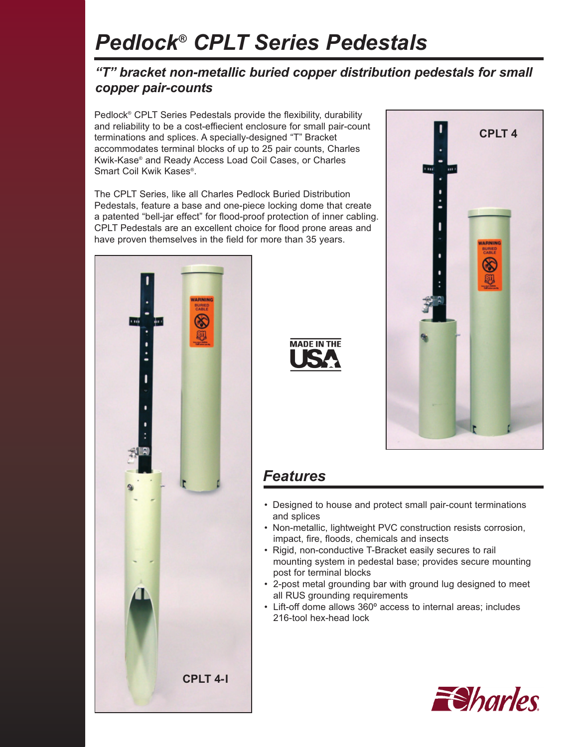# Pedlock® CPLT Series Pedestals

## *"T" bracket non-metallic buried copper distribution pedestals for small copper pair-counts*

Pedlock® CPLT Series Pedestals provide the flexibility, durability and reliability to be a cost-effiecient enclosure for small pair-count terminations and splices. A specially-designed "T" Bracket accommodates terminal blocks of up to 25 pair counts, Charles Kwik-Kase® and Ready Access Load Coil Cases, or Charles Smart Coil Kwik Kases®.

The CPLT Series, like all Charles Pedlock Buried Distribution Pedestals, feature a base and one-piece locking dome that create a patented "bell-jar effect" for flood-proof protection of inner cabling. CPLT Pedestals are an excellent choice for flood prone areas and have proven themselves in the field for more than 35 years.

CPLT 4

CPLT 4-I

MADE IN THE USA

## *Features*

- Designed to house and protect small pair-count terminations and splices
- Non-metallic, lightweight PVC construction resists corrosion, impact, fire, floods, chemicals and insects
- Rigid, non-conductive T-Bracket easily secures to rail mounting system in pedestal base; provides secure mounting post for terminal blocks
- 2-post metal grounding bar with ground lug designed to meet all RUS grounding requirements
- Lift-off dome allows 360º access to internal areas; includes 216-tool hex-head lock

Charles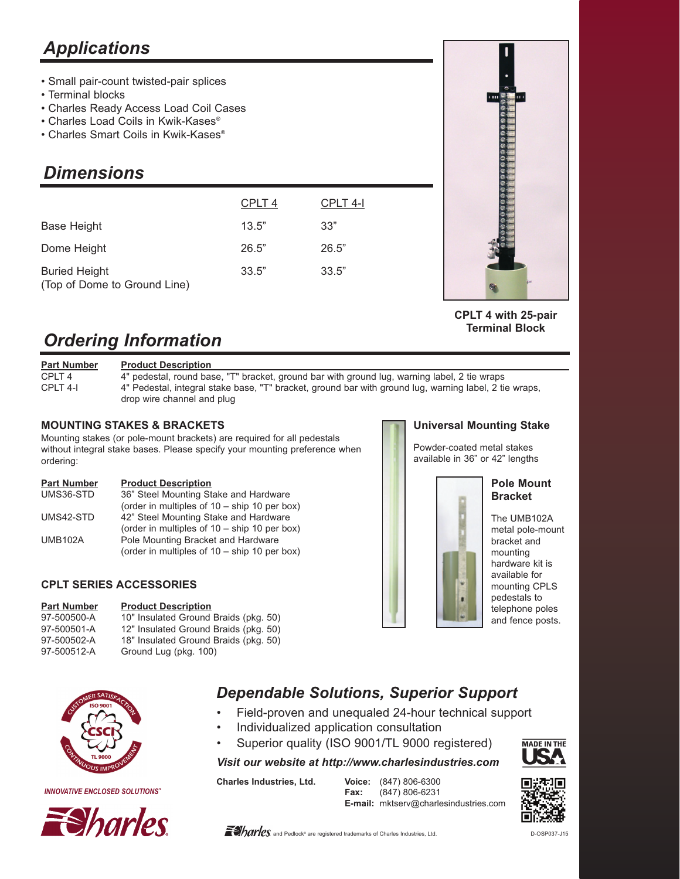## Applications

- Small pair-count twisted-pair splices
- Terminal blocks
- Charles Ready Access Load Coil Cases
- Charles Load Coils in Kwik-Kases®
- Charles Smart Coils in Kwik-Kases®

## Dimensions

| | CPLT 4 | CPLT 4-I |
|---|---|---|
| Base Height | 13.5" | 33" |
| Dome Height | 26.5" | 26.5" |
| Buried Height (Top of Dome to Ground Line) | 33.5" | 33.5" |

**CPLT 4 with 25-pair Terminal Block**

## Ordering Information

| Part Number | Product Description |
|---|---|
| CPLT 4 | 4" pedestal, round base, "T" bracket, ground bar with ground lug, warning label, 2 tie wraps |
| CPLT 4-I | 4" Pedestal, integral stake base, "T" bracket, ground bar with ground lug, warning label, 2 tie wraps, drop wire channel and plug |

### MOUNTING STAKES & BRACKETS

Mounting stakes (or pole-mount brackets) are required for all pedestals without integral stake bases. Please specify your mounting preference when ordering:

| Part Number | Product Description |
|---|---|
| UMS36-STD | 36" Steel Mounting Stake and Hardware (order in multiples of 10 – ship 10 per box) |
| UMS42-STD | 42" Steel Mounting Stake and Hardware (order in multiples of 10 – ship 10 per box) |
| UMB102A | Pole Mounting Bracket and Hardware (order in multiples of 10 – ship 10 per box) |

### Universal Mounting Stake

Powder-coated metal stakes available in 36" or 42" lengths

### Pole Mount Bracket

The UMB102A metal pole-mount bracket and mounting hardware kit is available for mounting CPLS pedestals to telephone poles and fence posts.

### CPLT SERIES ACCESSORIES

| Part Number | Product Description |
|---|---|
| 97-500500-A | 10" Insulated Ground Braids (pkg. 50) |
| 97-500501-A | 12" Insulated Ground Braids (pkg. 50) |
| 97-500502-A | 18" Insulated Ground Braids (pkg. 50) |
| 97-500512-A | Ground Lug (pkg. 100) |

CUSTOMER SATISFACTION ISO 9001 CSCI TL 9000 CONTINUOUS IMPROVEMENT

*INNOVATIVE ENCLOSED SOLUTIONS™*

Charles

## *Dependable Solutions, Superior Support*

- Field-proven and unequaled 24-hour technical support
- Individualized application consultation
- Superior quality (ISO 9001/TL 9000 registered)

***Visit our website at http://www.charlesindustries.com***

MADE IN THE USA

**Charles Industries, Ltd.**

**Voice:** (847) 806-6300
**Fax:** (847) 806-6231
**E-mail:** mktserv@charlesindustries.com

Charles and Pedlock® are registered trademarks of Charles Industries, Ltd.

D-OSP037-J15